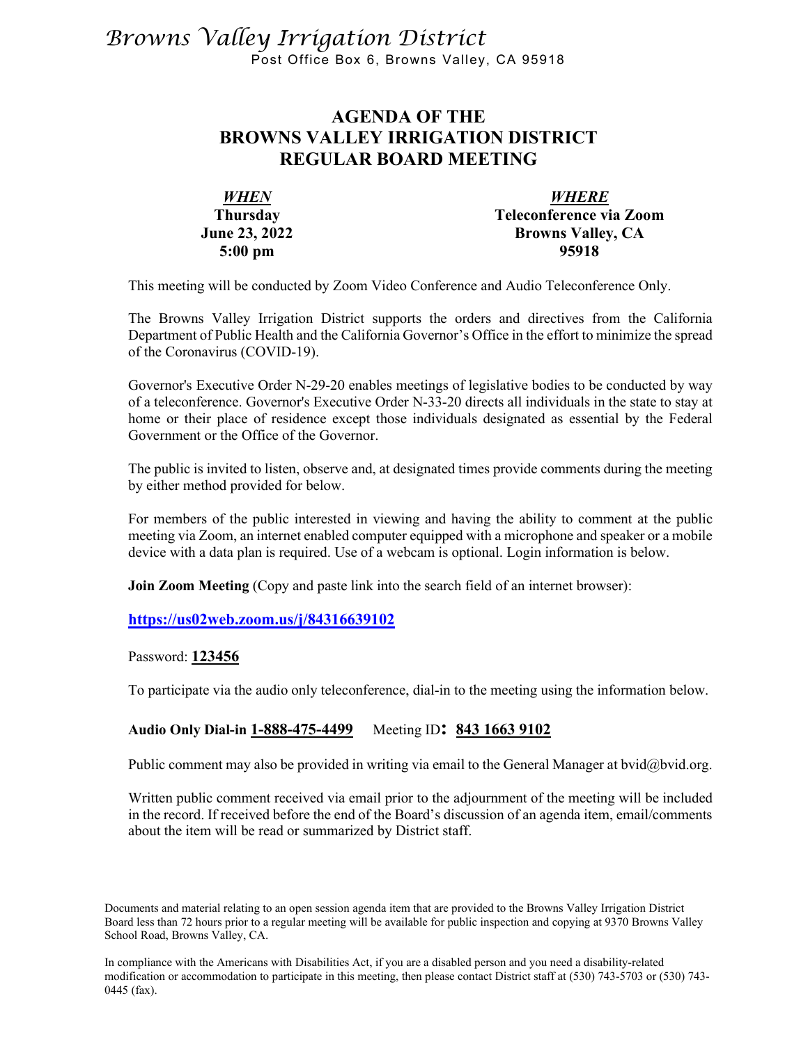*Browns Valley Irrigation District*

Post Office Box 6, Browns Valley, CA 95918

# AGENDA OF THE BROWNS VALLEY IRRIGATION DISTRICT REGULAR BOARD MEETING

| ***WHEN*** | ***WHERE*** |
|---|---|
| **Thursday** | **Teleconference via Zoom** |
| **June 23, 2022** | **Browns Valley, CA** |
| **5:00 pm** | **95918** |

This meeting will be conducted by Zoom Video Conference and Audio Teleconference Only.

The Browns Valley Irrigation District supports the orders and directives from the California Department of Public Health and the California Governor's Office in the effort to minimize the spread of the Coronavirus (COVID-19).

Governor's Executive Order N-29-20 enables meetings of legislative bodies to be conducted by way of a teleconference. Governor's Executive Order N-33-20 directs all individuals in the state to stay at home or their place of residence except those individuals designated as essential by the Federal Government or the Office of the Governor.

The public is invited to listen, observe and, at designated times provide comments during the meeting by either method provided for below.

For members of the public interested in viewing and having the ability to comment at the public meeting via Zoom, an internet enabled computer equipped with a microphone and speaker or a mobile device with a data plan is required. Use of a webcam is optional. Login information is below.

**Join Zoom Meeting** (Copy and paste link into the search field of an internet browser):

**https://us02web.zoom.us/j/84316639102**

Password: **123456**

To participate via the audio only teleconference, dial-in to the meeting using the information below.

**Audio Only Dial-in 1-888-475-4499** Meeting ID**: 843 1663 9102**

Public comment may also be provided in writing via email to the General Manager at bvid@bvid.org.

Written public comment received via email prior to the adjournment of the meeting will be included in the record. If received before the end of the Board's discussion of an agenda item, email/comments about the item will be read or summarized by District staff.

Documents and material relating to an open session agenda item that are provided to the Browns Valley Irrigation District Board less than 72 hours prior to a regular meeting will be available for public inspection and copying at 9370 Browns Valley School Road, Browns Valley, CA.

In compliance with the Americans with Disabilities Act, if you are a disabled person and you need a disability-related modification or accommodation to participate in this meeting, then please contact District staff at (530) 743-5703 or (530) 743-0445 (fax).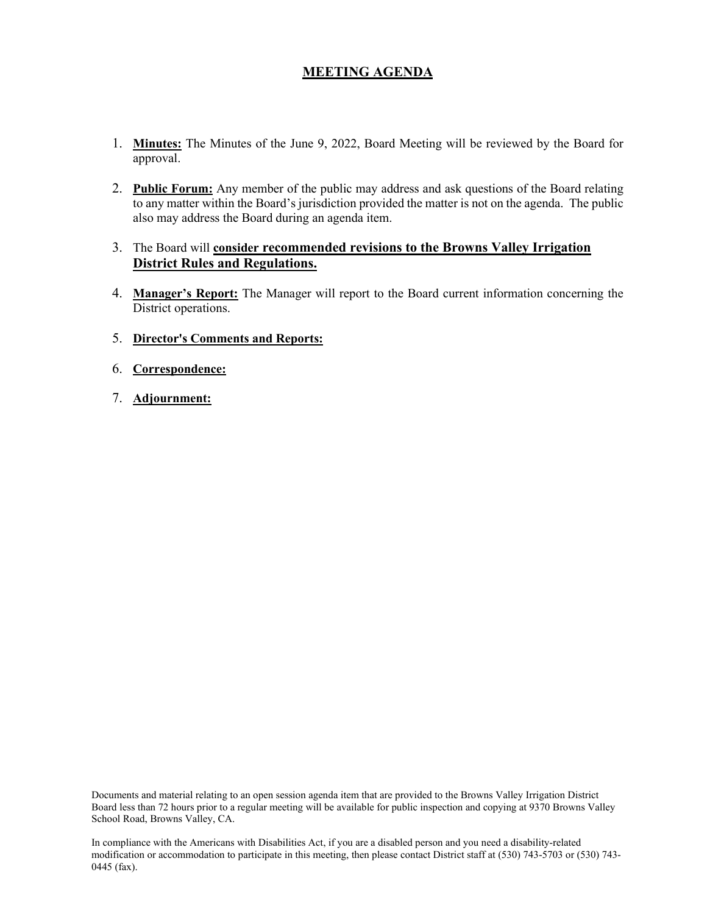# MEETING AGENDA

1. **Minutes:** The Minutes of the June 9, 2022, Board Meeting will be reviewed by the Board for approval.

2. **Public Forum:** Any member of the public may address and ask questions of the Board relating to any matter within the Board's jurisdiction provided the matter is not on the agenda. The public also may address the Board during an agenda item.

3. The Board will **consider recommended revisions to the Browns Valley Irrigation District Rules and Regulations.**

4. **Manager's Report:** The Manager will report to the Board current information concerning the District operations.

5. **Director's Comments and Reports:**

6. **Correspondence:**

7. **Adjournment:**

Documents and material relating to an open session agenda item that are provided to the Browns Valley Irrigation District Board less than 72 hours prior to a regular meeting will be available for public inspection and copying at 9370 Browns Valley School Road, Browns Valley, CA.

In compliance with the Americans with Disabilities Act, if you are a disabled person and you need a disability-related modification or accommodation to participate in this meeting, then please contact District staff at (530) 743-5703 or (530) 743-0445 (fax).